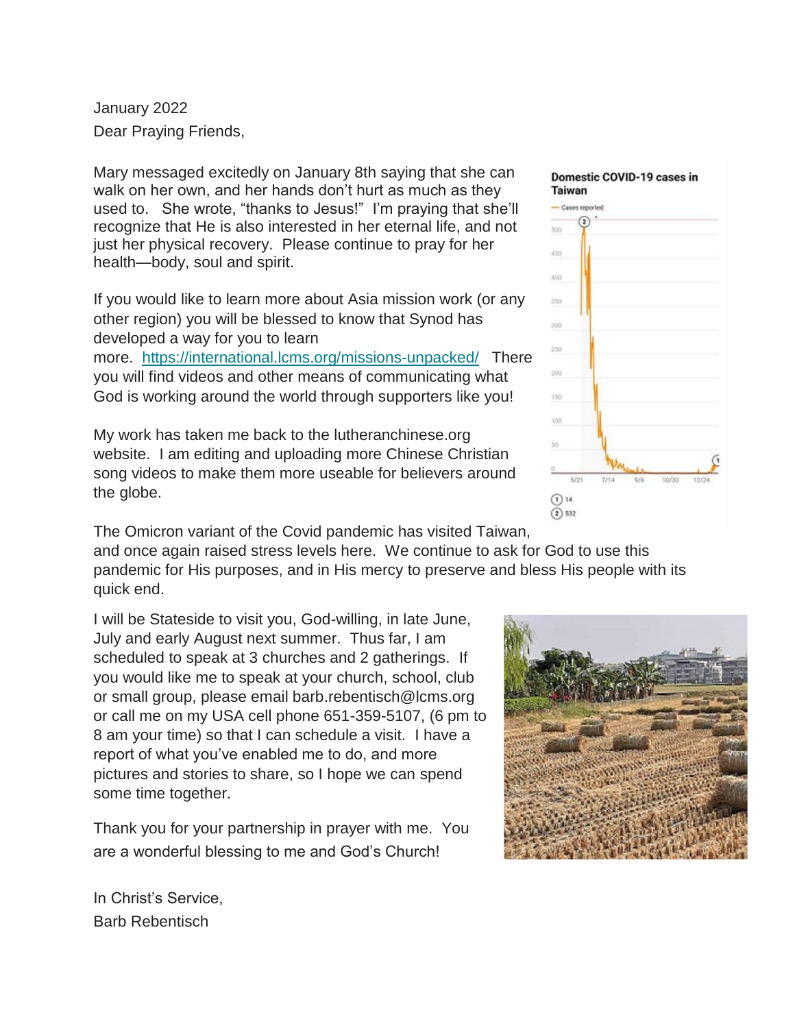January 2022

Dear Praying Friends,

Mary messaged excitedly on January 8th saying that she can walk on her own, and her hands don't hurt as much as they used to. She wrote, "thanks to Jesus!" I'm praying that she'll recognize that He is also interested in her eternal life, and not just her physical recovery. Please continue to pray for her health—body, soul and spirit.

If you would like to learn more about Asia mission work (or any other region) you will be blessed to know that Synod has developed a way for you to learn more. https://international.lcms.org/missions-unpacked/ There you will find videos and other means of communicating what God is working around the world through supporters like you!

My work has taken me back to the lutheranchinese.org website. I am editing and uploading more Chinese Christian song videos to make them more useable for believers around the globe.

The Omicron variant of the Covid pandemic has visited Taiwan, and once again raised stress levels here. We continue to ask for God to use this pandemic for His purposes, and in His mercy to preserve and bless His people with its quick end.

I will be Stateside to visit you, God-willing, in late June, July and early August next summer. Thus far, I am scheduled to speak at 3 churches and 2 gatherings. If you would like me to speak at your church, school, club or small group, please email barb.rebentisch@lcms.org or call me on my USA cell phone 651-359-5107, (6 pm to 8 am your time) so that I can schedule a visit. I have a report of what you've enabled me to do, and more pictures and stories to share, so I hope we can spend some time together.

Thank you for your partnership in prayer with me. You are a wonderful blessing to me and God's Church!

In Christ's Service,

Barb Rebentisch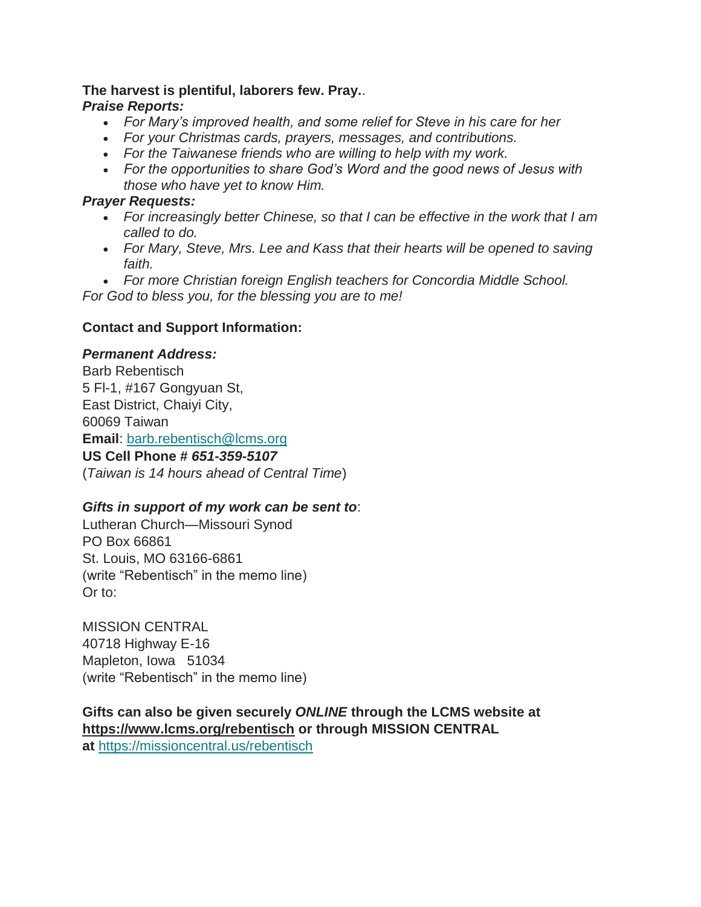**The harvest is plentiful, laborers few. Pray.**.

***Praise Reports:***

- *For Mary's improved health, and some relief for Steve in his care for her*
- *For your Christmas cards, prayers, messages, and contributions.*
- *For the Taiwanese friends who are willing to help with my work.*
- *For the opportunities to share God's Word and the good news of Jesus with those who have yet to know Him.*

***Prayer Requests:***

- *For increasingly better Chinese, so that I can be effective in the work that I am called to do.*
- *For Mary, Steve, Mrs. Lee and Kass that their hearts will be opened to saving faith.*
- *For more Christian foreign English teachers for Concordia Middle School.*

*For God to bless you, for the blessing you are to me!*

**Contact and Support Information:**

***Permanent Address:***
Barb Rebentisch
5 Fl-1, #167 Gongyuan St,
East District, Chaiyi City,
60069 Taiwan
**Email**: barb.rebentisch@lcms.org
**US Cell Phone #** ***651-359-5107***
(*Taiwan is 14 hours ahead of Central Time*)

***Gifts in support of my work can be sent to***:
Lutheran Church—Missouri Synod
PO Box 66861
St. Louis, MO 63166-6861
(write "Rebentisch" in the memo line)
Or to:

MISSION CENTRAL
40718 Highway E-16
Mapleton, Iowa 51034
(write "Rebentisch" in the memo line)

**Gifts can also be given securely** ***ONLINE*** **through the LCMS website at https://www.lcms.org/rebentisch or through MISSION CENTRAL at** https://missioncentral.us/rebentisch